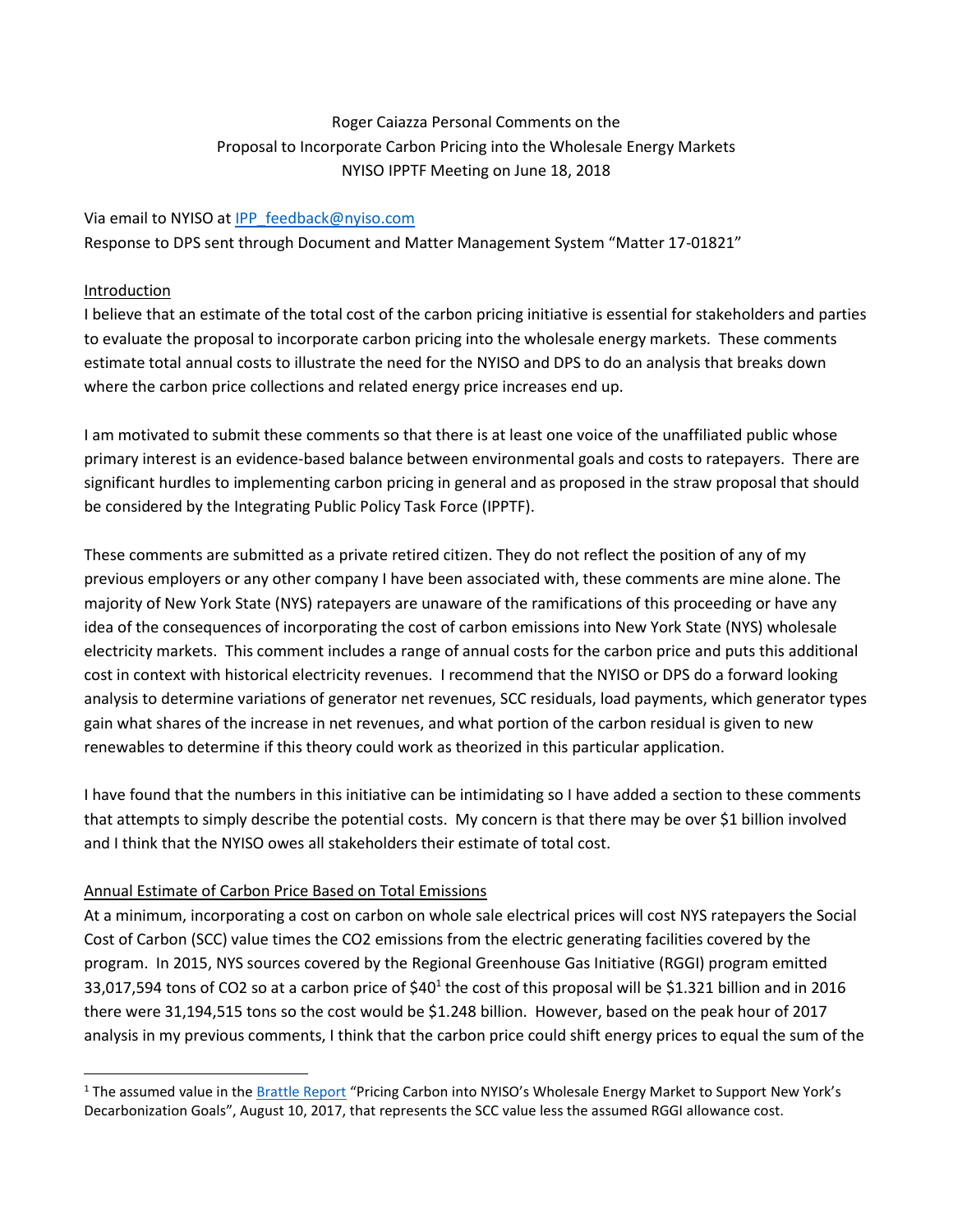Roger Caiazza Personal Comments on the
Proposal to Incorporate Carbon Pricing into the Wholesale Energy Markets
NYISO IPPTF Meeting on June 18, 2018

Via email to NYISO at IPP_feedback@nyiso.com

Response to DPS sent through Document and Matter Management System "Matter 17-01821"

## Introduction

I believe that an estimate of the total cost of the carbon pricing initiative is essential for stakeholders and parties to evaluate the proposal to incorporate carbon pricing into the wholesale energy markets. These comments estimate total annual costs to illustrate the need for the NYISO and DPS to do an analysis that breaks down where the carbon price collections and related energy price increases end up.

I am motivated to submit these comments so that there is at least one voice of the unaffiliated public whose primary interest is an evidence-based balance between environmental goals and costs to ratepayers. There are significant hurdles to implementing carbon pricing in general and as proposed in the straw proposal that should be considered by the Integrating Public Policy Task Force (IPPTF).

These comments are submitted as a private retired citizen. They do not reflect the position of any of my previous employers or any other company I have been associated with, these comments are mine alone. The majority of New York State (NYS) ratepayers are unaware of the ramifications of this proceeding or have any idea of the consequences of incorporating the cost of carbon emissions into New York State (NYS) wholesale electricity markets. This comment includes a range of annual costs for the carbon price and puts this additional cost in context with historical electricity revenues. I recommend that the NYISO or DPS do a forward looking analysis to determine variations of generator net revenues, SCC residuals, load payments, which generator types gain what shares of the increase in net revenues, and what portion of the carbon residual is given to new renewables to determine if this theory could work as theorized in this particular application.

I have found that the numbers in this initiative can be intimidating so I have added a section to these comments that attempts to simply describe the potential costs. My concern is that there may be over $1 billion involved and I think that the NYISO owes all stakeholders their estimate of total cost.

## Annual Estimate of Carbon Price Based on Total Emissions

At a minimum, incorporating a cost on carbon on whole sale electrical prices will cost NYS ratepayers the Social Cost of Carbon (SCC) value times the $CO_2$ emissions from the electric generating facilities covered by the program. In 2015, NYS sources covered by the Regional Greenhouse Gas Initiative (RGGI) program emitted 33,017,594 tons of $CO_2$ so at a carbon price of $40[1] the cost of this proposal will be $1.321 billion and in 2016 there were 31,194,515 tons so the cost would be $1.248 billion. However, based on the peak hour of 2017 analysis in my previous comments, I think that the carbon price could shift energy prices to equal the sum of the

[1] The assumed value in the Brattle Report "Pricing Carbon into NYISO's Wholesale Energy Market to Support New York's Decarbonization Goals", August 10, 2017, that represents the SCC value less the assumed RGGI allowance cost.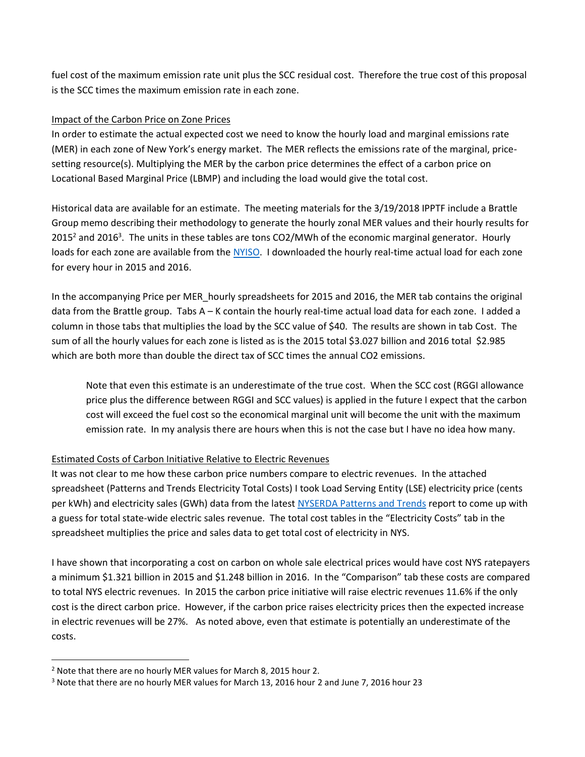fuel cost of the maximum emission rate unit plus the SCC residual cost. Therefore the true cost of this proposal is the SCC times the maximum emission rate in each zone.

## Impact of the Carbon Price on Zone Prices

In order to estimate the actual expected cost we need to know the hourly load and marginal emissions rate (MER) in each zone of New York's energy market. The MER reflects the emissions rate of the marginal, price-setting resource(s). Multiplying the MER by the carbon price determines the effect of a carbon price on Locational Based Marginal Price (LBMP) and including the load would give the total cost.

Historical data are available for an estimate. The meeting materials for the 3/19/2018 IPPTF include a Brattle Group memo describing their methodology to generate the hourly zonal MER values and their hourly results for 2015[2] and 2016[3]. The units in these tables are tons CO2/MWh of the economic marginal generator. Hourly loads for each zone are available from the NYISO. I downloaded the hourly real-time actual load for each zone for every hour in 2015 and 2016.

In the accompanying Price per MER_hourly spreadsheets for 2015 and 2016, the MER tab contains the original data from the Brattle group. Tabs A – K contain the hourly real-time actual load data for each zone. I added a column in those tabs that multiplies the load by the SCC value of $40. The results are shown in tab Cost. The sum of all the hourly values for each zone is listed as is the 2015 total $3.027 billion and 2016 total $2.985 which are both more than double the direct tax of SCC times the annual CO2 emissions.

> Note that even this estimate is an underestimate of the true cost. When the SCC cost (RGGI allowance price plus the difference between RGGI and SCC values) is applied in the future I expect that the carbon cost will exceed the fuel cost so the economical marginal unit will become the unit with the maximum emission rate. In my analysis there are hours when this is not the case but I have no idea how many.

## Estimated Costs of Carbon Initiative Relative to Electric Revenues

It was not clear to me how these carbon price numbers compare to electric revenues. In the attached spreadsheet (Patterns and Trends Electricity Total Costs) I took Load Serving Entity (LSE) electricity price (cents per kWh) and electricity sales (GWh) data from the latest NYSERDA Patterns and Trends report to come up with a guess for total state-wide electric sales revenue. The total cost tables in the "Electricity Costs" tab in the spreadsheet multiplies the price and sales data to get total cost of electricity in NYS.

I have shown that incorporating a cost on carbon on whole sale electrical prices would have cost NYS ratepayers a minimum $1.321 billion in 2015 and $1.248 billion in 2016. In the "Comparison" tab these costs are compared to total NYS electric revenues. In 2015 the carbon price initiative will raise electric revenues 11.6% if the only cost is the direct carbon price. However, if the carbon price raises electricity prices then the expected increase in electric revenues will be 27%. As noted above, even that estimate is potentially an underestimate of the costs.

---

[2] Note that there are no hourly MER values for March 8, 2015 hour 2.

[3] Note that there are no hourly MER values for March 13, 2016 hour 2 and June 7, 2016 hour 23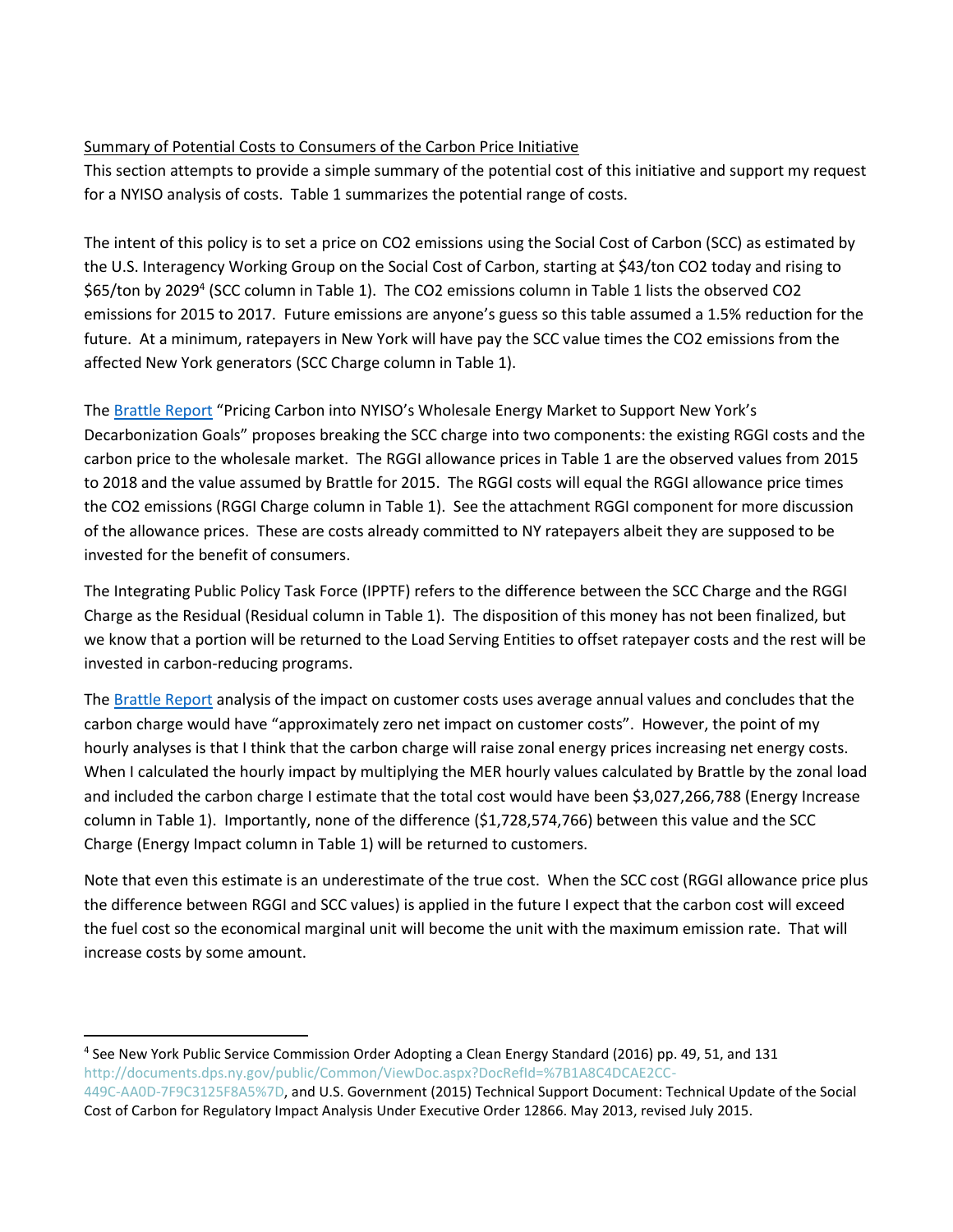Summary of Potential Costs to Consumers of the Carbon Price Initiative

This section attempts to provide a simple summary of the potential cost of this initiative and support my request for a NYISO analysis of costs. Table 1 summarizes the potential range of costs.

The intent of this policy is to set a price on $CO_2$ emissions using the Social Cost of Carbon (SCC) as estimated by the U.S. Interagency Working Group on the Social Cost of Carbon, starting at \$43/ton $CO_2$ today and rising to \$65/ton by 2029[4] (SCC column in Table 1). The $CO_2$ emissions column in Table 1 lists the observed $CO_2$ emissions for 2015 to 2017. Future emissions are anyone's guess so this table assumed a 1.5% reduction for the future. At a minimum, ratepayers in New York will have pay the SCC value times the $CO_2$ emissions from the affected New York generators (SCC Charge column in Table 1).

The Brattle Report "Pricing Carbon into NYISO's Wholesale Energy Market to Support New York's Decarbonization Goals" proposes breaking the SCC charge into two components: the existing RGGI costs and the carbon price to the wholesale market. The RGGI allowance prices in Table 1 are the observed values from 2015 to 2018 and the value assumed by Brattle for 2015. The RGGI costs will equal the RGGI allowance price times the $CO_2$ emissions (RGGI Charge column in Table 1). See the attachment RGGI component for more discussion of the allowance prices. These are costs already committed to NY ratepayers albeit they are supposed to be invested for the benefit of consumers.

The Integrating Public Policy Task Force (IPPTF) refers to the difference between the SCC Charge and the RGGI Charge as the Residual (Residual column in Table 1). The disposition of this money has not been finalized, but we know that a portion will be returned to the Load Serving Entities to offset ratepayer costs and the rest will be invested in carbon-reducing programs.

The Brattle Report analysis of the impact on customer costs uses average annual values and concludes that the carbon charge would have "approximately zero net impact on customer costs". However, the point of my hourly analyses is that I think that the carbon charge will raise zonal energy prices increasing net energy costs. When I calculated the hourly impact by multiplying the MER hourly values calculated by Brattle by the zonal load and included the carbon charge I estimate that the total cost would have been \$3,027,266,788 (Energy Increase column in Table 1). Importantly, none of the difference (\$1,728,574,766) between this value and the SCC Charge (Energy Impact column in Table 1) will be returned to customers.

Note that even this estimate is an underestimate of the true cost. When the SCC cost (RGGI allowance price plus the difference between RGGI and SCC values) is applied in the future I expect that the carbon cost will exceed the fuel cost so the economical marginal unit will become the unit with the maximum emission rate. That will increase costs by some amount.

---

[4] See New York Public Service Commission Order Adopting a Clean Energy Standard (2016) pp. 49, 51, and 131 http://documents.dps.ny.gov/public/Common/ViewDoc.aspx?DocRefId=%7B1A8C4DCAE2CC-449C-AA0D-7F9C3125F8A5%7D, and U.S. Government (2015) Technical Support Document: Technical Update of the Social Cost of Carbon for Regulatory Impact Analysis Under Executive Order 12866. May 2013, revised July 2015.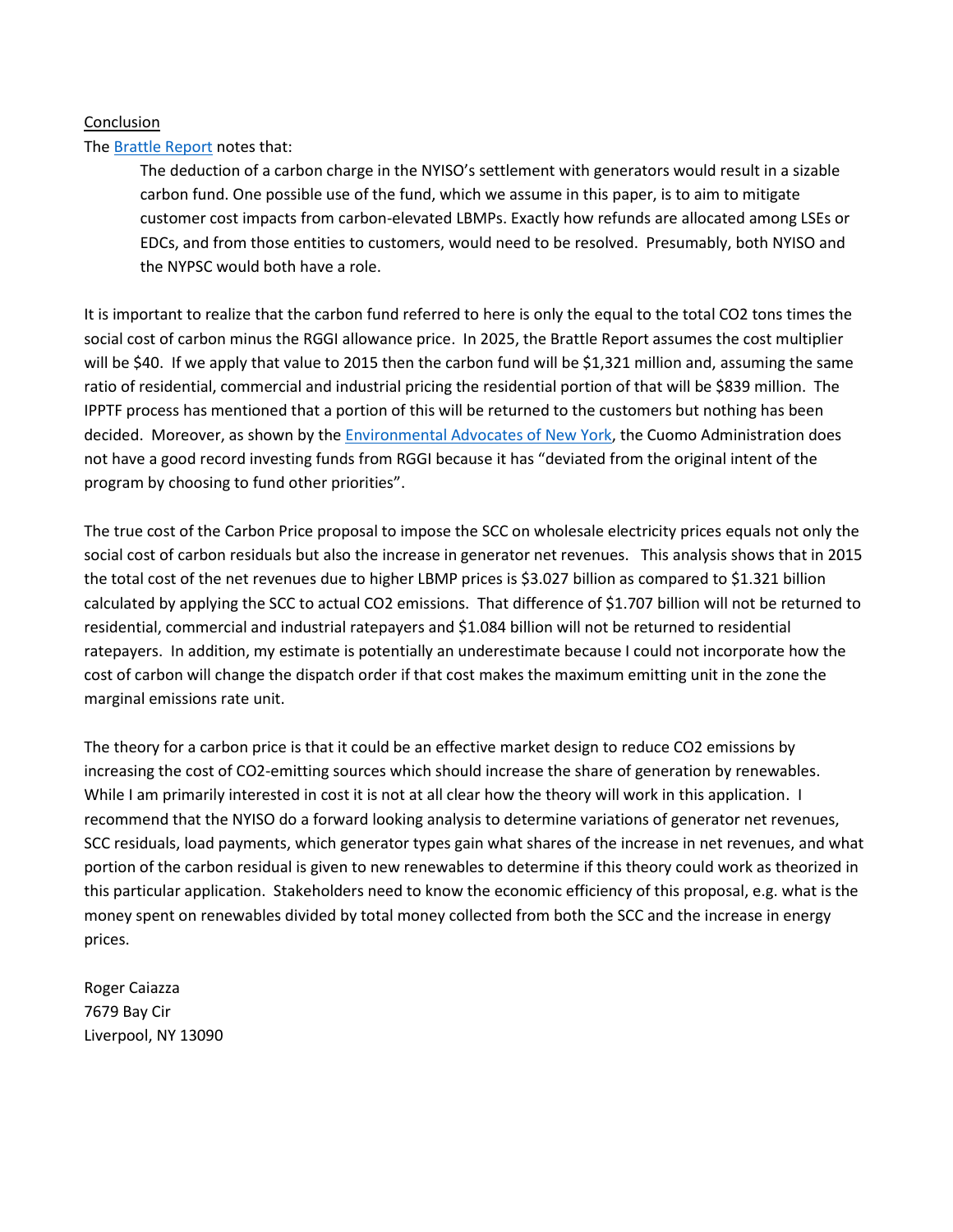Conclusion

The [Brattle Report] notes that:

> The deduction of a carbon charge in the NYISO's settlement with generators would result in a sizable carbon fund. One possible use of the fund, which we assume in this paper, is to aim to mitigate customer cost impacts from carbon-elevated LBMPs. Exactly how refunds are allocated among LSEs or EDCs, and from those entities to customers, would need to be resolved. Presumably, both NYISO and the NYPSC would both have a role.

It is important to realize that the carbon fund referred to here is only the equal to the total $CO_2$ tons times the social cost of carbon minus the RGGI allowance price. In 2025, the Brattle Report assumes the cost multiplier will be \$40. If we apply that value to 2015 then the carbon fund will be \$1,321 million and, assuming the same ratio of residential, commercial and industrial pricing the residential portion of that will be \$839 million. The IPPTF process has mentioned that a portion of this will be returned to the customers but nothing has been decided. Moreover, as shown by the Environmental Advocates of New York, the Cuomo Administration does not have a good record investing funds from RGGI because it has "deviated from the original intent of the program by choosing to fund other priorities".

The true cost of the Carbon Price proposal to impose the SCC on wholesale electricity prices equals not only the social cost of carbon residuals but also the increase in generator net revenues. This analysis shows that in 2015 the total cost of the net revenues due to higher LBMP prices is \$3.027 billion as compared to \$1.321 billion calculated by applying the SCC to actual $CO_2$ emissions. That difference of \$1.707 billion will not be returned to residential, commercial and industrial ratepayers and \$1.084 billion will not be returned to residential ratepayers. In addition, my estimate is potentially an underestimate because I could not incorporate how the cost of carbon will change the dispatch order if that cost makes the maximum emitting unit in the zone the marginal emissions rate unit.

The theory for a carbon price is that it could be an effective market design to reduce $CO_2$ emissions by increasing the cost of $CO_2$-emitting sources which should increase the share of generation by renewables. While I am primarily interested in cost it is not at all clear how the theory will work in this application. I recommend that the NYISO do a forward looking analysis to determine variations of generator net revenues, SCC residuals, load payments, which generator types gain what shares of the increase in net revenues, and what portion of the carbon residual is given to new renewables to determine if this theory could work as theorized in this particular application. Stakeholders need to know the economic efficiency of this proposal, e.g. what is the money spent on renewables divided by total money collected from both the SCC and the increase in energy prices.

Roger Caiazza
7679 Bay Cir
Liverpool, NY 13090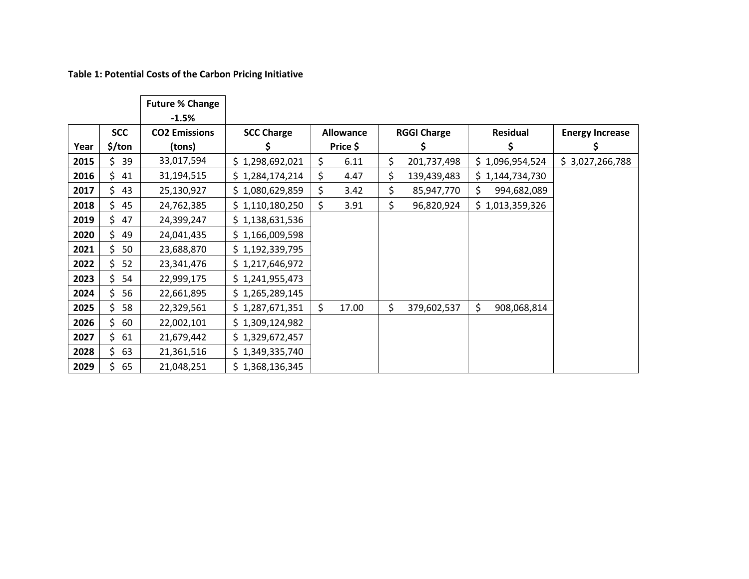**Table 1: Potential Costs of the Carbon Pricing Initiative**

| | | Future % Change -1.5% | | | | | |
|---|---|---|---|---|---|---|---|
| **Year** | **SCC $/ton** | **$CO_2$ Emissions (tons)** | **SCC Charge $** | **Allowance Price $** | **RGGI Charge $** | **Residual $** | **Energy Increase $** |
| **2015** | $ 39 | 33,017,594 | $ 1,298,692,021 | $ 6.11 | $ 201,737,498 | $ 1,096,954,524 | $ 3,027,266,788 |
| **2016** | $ 41 | 31,194,515 | $ 1,284,174,214 | $ 4.47 | $ 139,439,483 | $ 1,144,734,730 | |
| **2017** | $ 43 | 25,130,927 | $ 1,080,629,859 | $ 3.42 | $ 85,947,770 | $ 994,682,089 | |
| **2018** | $ 45 | 24,762,385 | $ 1,110,180,250 | $ 3.91 | $ 96,820,924 | $ 1,013,359,326 | |
| **2019** | $ 47 | 24,399,247 | $ 1,138,631,536 | | | | |
| **2020** | $ 49 | 24,041,435 | $ 1,166,009,598 | | | | |
| **2021** | $ 50 | 23,688,870 | $ 1,192,339,795 | | | | |
| **2022** | $ 52 | 23,341,476 | $ 1,217,646,972 | | | | |
| **2023** | $ 54 | 22,999,175 | $ 1,241,955,473 | | | | |
| **2024** | $ 56 | 22,661,895 | $ 1,265,289,145 | | | | |
| **2025** | $ 58 | 22,329,561 | $ 1,287,671,351 | $ 17.00 | $ 379,602,537 | $ 908,068,814 | |
| **2026** | $ 60 | 22,002,101 | $ 1,309,124,982 | | | | |
| **2027** | $ 61 | 21,679,442 | $ 1,329,672,457 | | | | |
| **2028** | $ 63 | 21,361,516 | $ 1,349,335,740 | | | | |
| **2029** | $ 65 | 21,048,251 | $ 1,368,136,345 | | | | |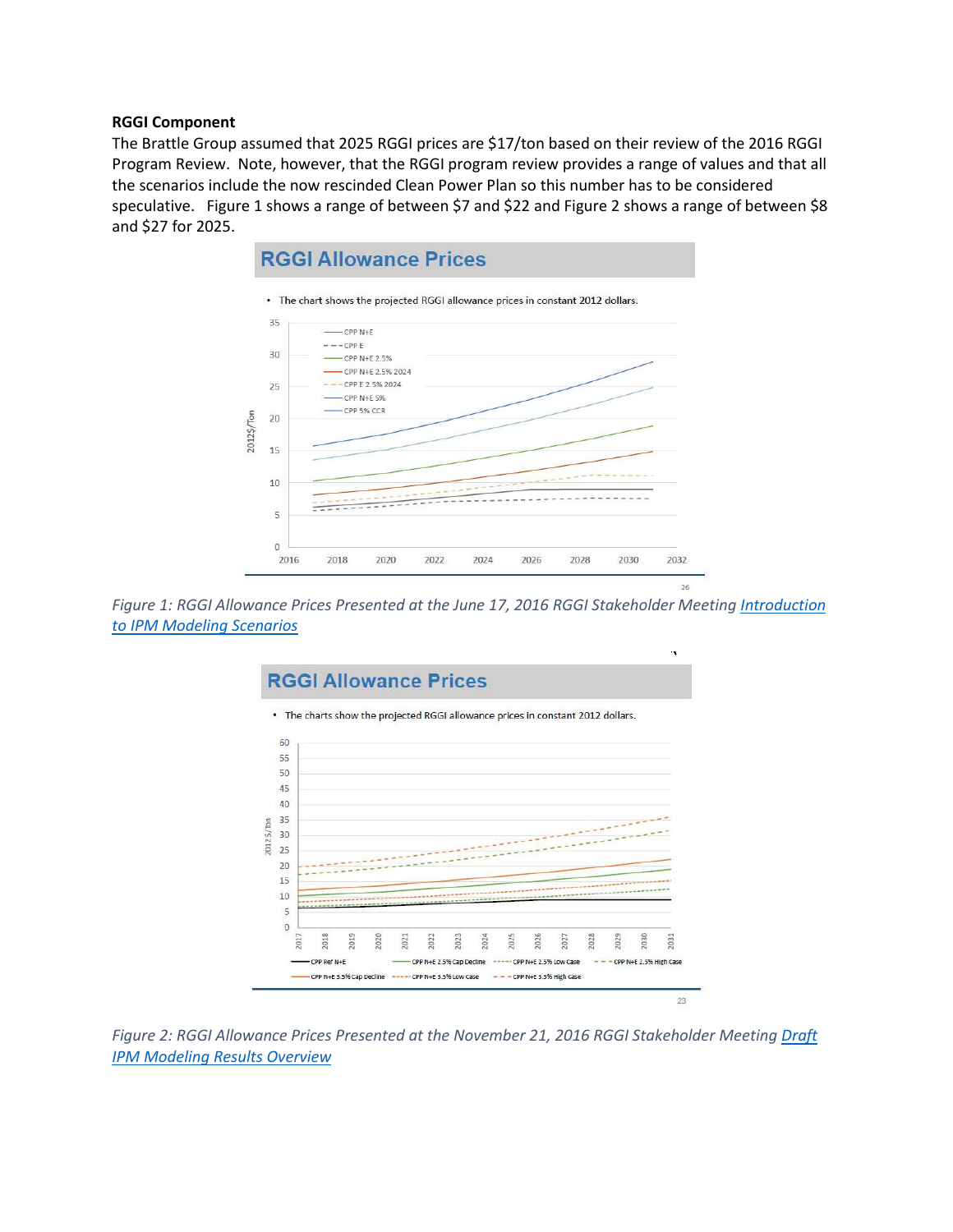**RGGI Component**

The Brattle Group assumed that 2025 RGGI prices are $17/ton based on their review of the 2016 RGGI Program Review. Note, however, that the RGGI program review provides a range of values and that all the scenarios include the now rescinded Clean Power Plan so this number has to be considered speculative. Figure 1 shows a range of between $7 and $22 and Figure 2 shows a range of between $8 and $27 for 2025.

RGGI Allowance Prices

- The chart shows the projected RGGI allowance prices in constant 2012 dollars.

2012$/Ton

35
30
25
20
15
10
5
0

2016 2018 2020 2022 2024 2026 2028 2030 2032

CPP N+E
CPP E
CPP N+E 2.5%
CPP N+E 2.5% 2024
CPP E 2.5% 2024
CPP N+E 5%
CPP 5% CCR

26

*Figure 1: RGGI Allowance Prices Presented at the June 17, 2016 RGGI Stakeholder Meeting Introduction to IPM Modeling Scenarios*

RGGI Allowance Prices

- The charts show the projected RGGI allowance prices in constant 2012 dollars.

2012 $/Ton

60
55
50
45
40
35
30
25
20
15
10
5
0

2017 2018 2019 2020 2021 2022 2023 2024 2025 2026 2027 2028 2029 2030 2031

CPP Ref N+E
CPP N+E 2.5% Cap Decline
CPP N+E 2.5% Low Case
CPP N+E 2.5% High Case
CPP N+E 5.5% Cap Decline
CPP N+E 5.5% Low Case
CPP N+E 5.5% High Case

23

*Figure 2: RGGI Allowance Prices Presented at the November 21, 2016 RGGI Stakeholder Meeting Draft IPM Modeling Results Overview*